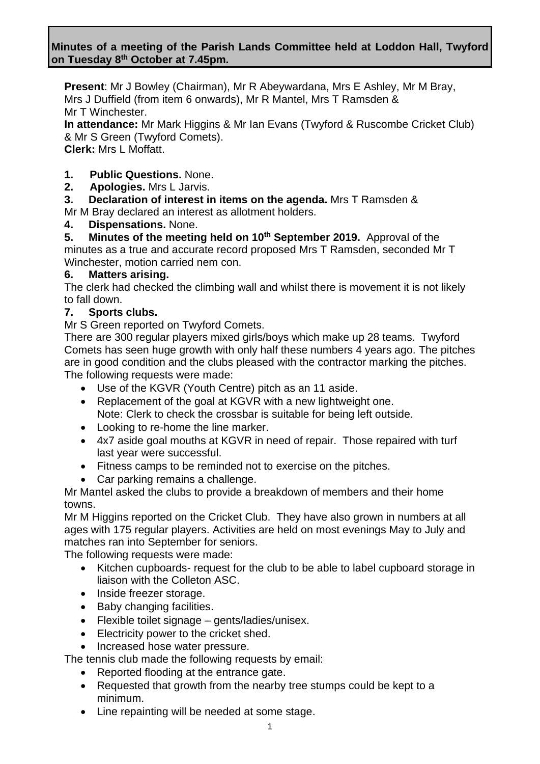**Minutes of a meeting of the Parish Lands Committee held at Loddon Hall, Twyford on Tuesday 8th October at 7.45pm.**

**Present**: Mr J Bowley (Chairman), Mr R Abeywardana, Mrs E Ashley, Mr M Bray, Mrs J Duffield (from item 6 onwards), Mr R Mantel, Mrs T Ramsden & Mr T Winchester.
**In attendance:** Mr Mark Higgins & Mr Ian Evans (Twyford & Ruscombe Cricket Club) & Mr S Green (Twyford Comets).
**Clerk:** Mrs L Moffatt.

1. **Public Questions.** None.
2. **Apologies.** Mrs L Jarvis.
3. **Declaration of interest in items on the agenda.** Mrs T Ramsden & Mr M Bray declared an interest as allotment holders.
4. **Dispensations.** None.
5. **Minutes of the meeting held on 10th September 2019.** Approval of the minutes as a true and accurate record proposed Mrs T Ramsden, seconded Mr T Winchester, motion carried nem con.
6. **Matters arising.**

The clerk had checked the climbing wall and whilst there is movement it is not likely to fall down.

7. **Sports clubs.**

Mr S Green reported on Twyford Comets.
There are 300 regular players mixed girls/boys which make up 28 teams. Twyford Comets has seen huge growth with only half these numbers 4 years ago. The pitches are in good condition and the clubs pleased with the contractor marking the pitches.
The following requests were made:

- Use of the KGVR (Youth Centre) pitch as an 11 aside.
- Replacement of the goal at KGVR with a new lightweight one.
  Note: Clerk to check the crossbar is suitable for being left outside.
- Looking to re-home the line marker.
- 4x7 aside goal mouths at KGVR in need of repair. Those repaired with turf last year were successful.
- Fitness camps to be reminded not to exercise on the pitches.
- Car parking remains a challenge.

Mr Mantel asked the clubs to provide a breakdown of members and their home towns.
Mr M Higgins reported on the Cricket Club. They have also grown in numbers at all ages with 175 regular players. Activities are held on most evenings May to July and matches ran into September for seniors.
The following requests were made:

- Kitchen cupboards- request for the club to be able to label cupboard storage in liaison with the Colleton ASC.
- Inside freezer storage.
- Baby changing facilities.
- Flexible toilet signage – gents/ladies/unisex.
- Electricity power to the cricket shed.
- Increased hose water pressure.

The tennis club made the following requests by email:

- Reported flooding at the entrance gate.
- Requested that growth from the nearby tree stumps could be kept to a minimum.
- Line repainting will be needed at some stage.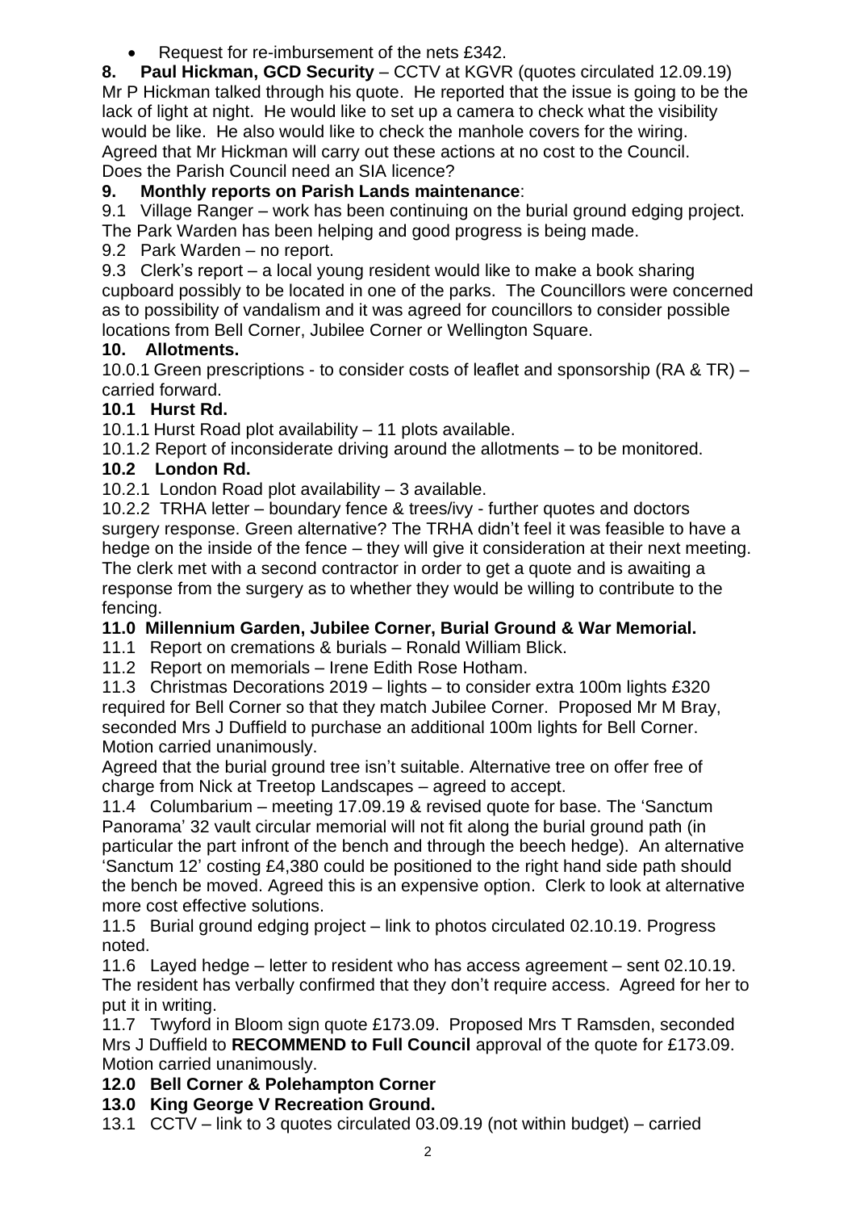- Request for re-imbursement of the nets £342.

**8. Paul Hickman, GCD Security** – CCTV at KGVR (quotes circulated 12.09.19)
Mr P Hickman talked through his quote. He reported that the issue is going to be the lack of light at night. He would like to set up a camera to check what the visibility would be like. He also would like to check the manhole covers for the wiring. Agreed that Mr Hickman will carry out these actions at no cost to the Council. Does the Parish Council need an SIA licence?

**9. Monthly reports on Parish Lands maintenance**:

9.1 Village Ranger – work has been continuing on the burial ground edging project. The Park Warden has been helping and good progress is being made.

9.2 Park Warden – no report.

9.3 Clerk's report – a local young resident would like to make a book sharing cupboard possibly to be located in one of the parks. The Councillors were concerned as to possibility of vandalism and it was agreed for councillors to consider possible locations from Bell Corner, Jubilee Corner or Wellington Square.

**10. Allotments.**

10.0.1 Green prescriptions - to consider costs of leaflet and sponsorship (RA & TR) – carried forward.

**10.1 Hurst Rd.**

10.1.1 Hurst Road plot availability – 11 plots available.

10.1.2 Report of inconsiderate driving around the allotments – to be monitored.

**10.2 London Rd.**

10.2.1 London Road plot availability – 3 available.

10.2.2 TRHA letter – boundary fence & trees/ivy - further quotes and doctors surgery response. Green alternative? The TRHA didn't feel it was feasible to have a hedge on the inside of the fence – they will give it consideration at their next meeting. The clerk met with a second contractor in order to get a quote and is awaiting a response from the surgery as to whether they would be willing to contribute to the fencing.

**11.0 Millennium Garden, Jubilee Corner, Burial Ground & War Memorial.**

11.1 Report on cremations & burials – Ronald William Blick.

11.2 Report on memorials – Irene Edith Rose Hotham.

11.3 Christmas Decorations 2019 – lights – to consider extra 100m lights £320 required for Bell Corner so that they match Jubilee Corner. Proposed Mr M Bray, seconded Mrs J Duffield to purchase an additional 100m lights for Bell Corner. Motion carried unanimously.

Agreed that the burial ground tree isn't suitable. Alternative tree on offer free of charge from Nick at Treetop Landscapes – agreed to accept.

11.4 Columbarium – meeting 17.09.19 & revised quote for base. The 'Sanctum Panorama' 32 vault circular memorial will not fit along the burial ground path (in particular the part infront of the bench and through the beech hedge). An alternative 'Sanctum 12' costing £4,380 could be positioned to the right hand side path should the bench be moved. Agreed this is an expensive option. Clerk to look at alternative more cost effective solutions.

11.5 Burial ground edging project – link to photos circulated 02.10.19. Progress noted.

11.6 Layed hedge – letter to resident who has access agreement – sent 02.10.19. The resident has verbally confirmed that they don't require access. Agreed for her to put it in writing.

11.7 Twyford in Bloom sign quote £173.09. Proposed Mrs T Ramsden, seconded Mrs J Duffield to **RECOMMEND to Full Council** approval of the quote for £173.09. Motion carried unanimously.

**12.0 Bell Corner & Polehampton Corner**

**13.0 King George V Recreation Ground.**

13.1 CCTV – link to 3 quotes circulated 03.09.19 (not within budget) – carried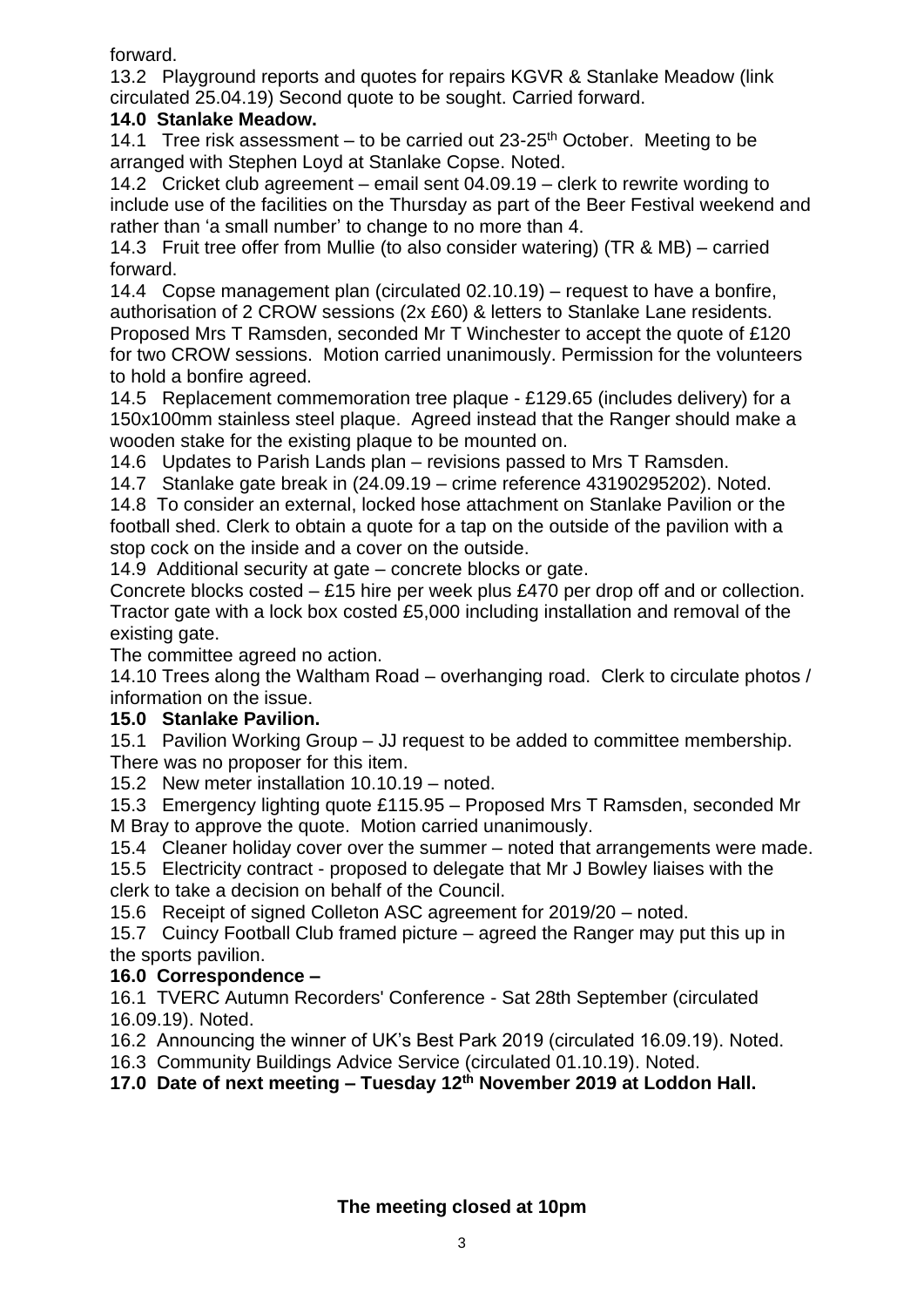forward.

13.2 Playground reports and quotes for repairs KGVR & Stanlake Meadow (link circulated 25.04.19) Second quote to be sought. Carried forward.

**14.0 Stanlake Meadow.**

14.1 Tree risk assessment – to be carried out 23-25th October. Meeting to be arranged with Stephen Loyd at Stanlake Copse. Noted.

14.2 Cricket club agreement – email sent 04.09.19 – clerk to rewrite wording to include use of the facilities on the Thursday as part of the Beer Festival weekend and rather than 'a small number' to change to no more than 4.

14.3 Fruit tree offer from Mullie (to also consider watering) (TR & MB) – carried forward.

14.4 Copse management plan (circulated 02.10.19) – request to have a bonfire, authorisation of 2 CROW sessions (2x £60) & letters to Stanlake Lane residents. Proposed Mrs T Ramsden, seconded Mr T Winchester to accept the quote of £120 for two CROW sessions. Motion carried unanimously. Permission for the volunteers to hold a bonfire agreed.

14.5 Replacement commemoration tree plaque - £129.65 (includes delivery) for a 150x100mm stainless steel plaque. Agreed instead that the Ranger should make a wooden stake for the existing plaque to be mounted on.

14.6 Updates to Parish Lands plan – revisions passed to Mrs T Ramsden.

14.7 Stanlake gate break in (24.09.19 – crime reference 43190295202). Noted.

14.8 To consider an external, locked hose attachment on Stanlake Pavilion or the football shed. Clerk to obtain a quote for a tap on the outside of the pavilion with a stop cock on the inside and a cover on the outside.

14.9 Additional security at gate – concrete blocks or gate.

Concrete blocks costed – £15 hire per week plus £470 per drop off and or collection. Tractor gate with a lock box costed £5,000 including installation and removal of the existing gate.

The committee agreed no action.

14.10 Trees along the Waltham Road – overhanging road. Clerk to circulate photos / information on the issue.

**15.0 Stanlake Pavilion.**

15.1 Pavilion Working Group – JJ request to be added to committee membership. There was no proposer for this item.

15.2 New meter installation 10.10.19 – noted.

15.3 Emergency lighting quote £115.95 – Proposed Mrs T Ramsden, seconded Mr M Bray to approve the quote. Motion carried unanimously.

15.4 Cleaner holiday cover over the summer – noted that arrangements were made.

15.5 Electricity contract - proposed to delegate that Mr J Bowley liaises with the clerk to take a decision on behalf of the Council.

15.6 Receipt of signed Colleton ASC agreement for 2019/20 – noted.

15.7 Cuincy Football Club framed picture – agreed the Ranger may put this up in the sports pavilion.

**16.0 Correspondence –**

16.1 TVERC Autumn Recorders' Conference - Sat 28th September (circulated 16.09.19). Noted.

16.2 Announcing the winner of UK's Best Park 2019 (circulated 16.09.19). Noted.

16.3 Community Buildings Advice Service (circulated 01.10.19). Noted.

**17.0 Date of next meeting – Tuesday 12th November 2019 at Loddon Hall.**

**The meeting closed at 10pm**